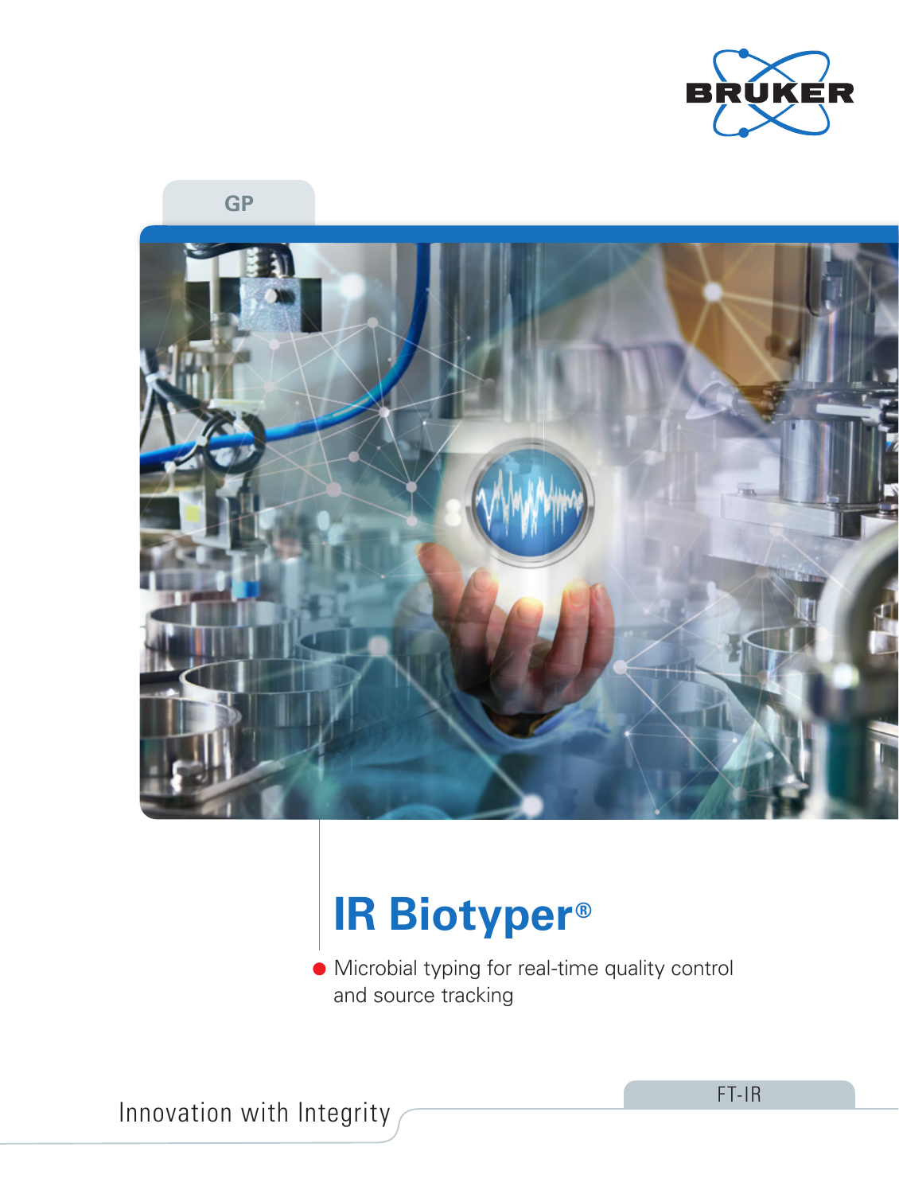BRUKER

GP

# IR Biotyper®

- Microbial typing for real-time quality control and source tracking

Innovation with Integrity

FT-IR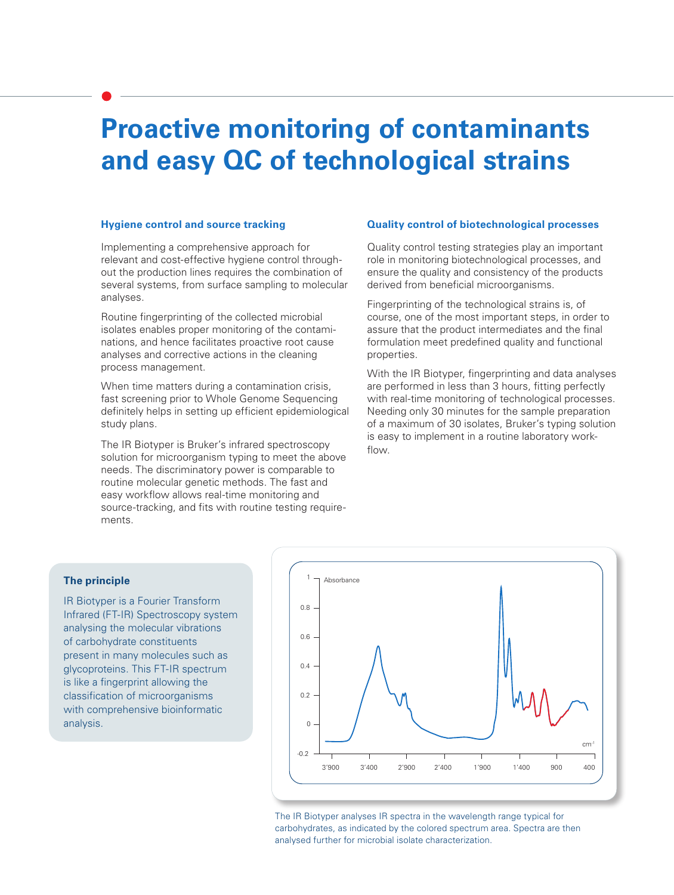# Proactive monitoring of contaminants and easy QC of technological strains

### Hygiene control and source tracking

Implementing a comprehensive approach for relevant and cost-effective hygiene control throughout the production lines requires the combination of several systems, from surface sampling to molecular analyses.

Routine fingerprinting of the collected microbial isolates enables proper monitoring of the contaminations, and hence facilitates proactive root cause analyses and corrective actions in the cleaning process management.

When time matters during a contamination crisis, fast screening prior to Whole Genome Sequencing definitely helps in setting up efficient epidemiological study plans.

The IR Biotyper is Bruker's infrared spectroscopy solution for microorganism typing to meet the above needs. The discriminatory power is comparable to routine molecular genetic methods. The fast and easy workflow allows real-time monitoring and source-tracking, and fits with routine testing requirements.

### Quality control of biotechnological processes

Quality control testing strategies play an important role in monitoring biotechnological processes, and ensure the quality and consistency of the products derived from beneficial microorganisms.

Fingerprinting of the technological strains is, of course, one of the most important steps, in order to assure that the product intermediates and the final formulation meet predefined quality and functional properties.

With the IR Biotyper, fingerprinting and data analyses are performed in less than 3 hours, fitting perfectly with real-time monitoring of technological processes. Needing only 30 minutes for the sample preparation of a maximum of 30 isolates, Bruker's typing solution is easy to implement in a routine laboratory workflow.

### The principle

IR Biotyper is a Fourier Transform Infrared (FT-IR) Spectroscopy system analysing the molecular vibrations of carbohydrate constituents present in many molecules such as glycoproteins. This FT-IR spectrum is like a fingerprint allowing the classification of microorganisms with comprehensive bioinformatic analysis.

The IR Biotyper analyses IR spectra in the wavelength range typical for carbohydrates, as indicated by the colored spectrum area. Spectra are then analysed further for microbial isolate characterization.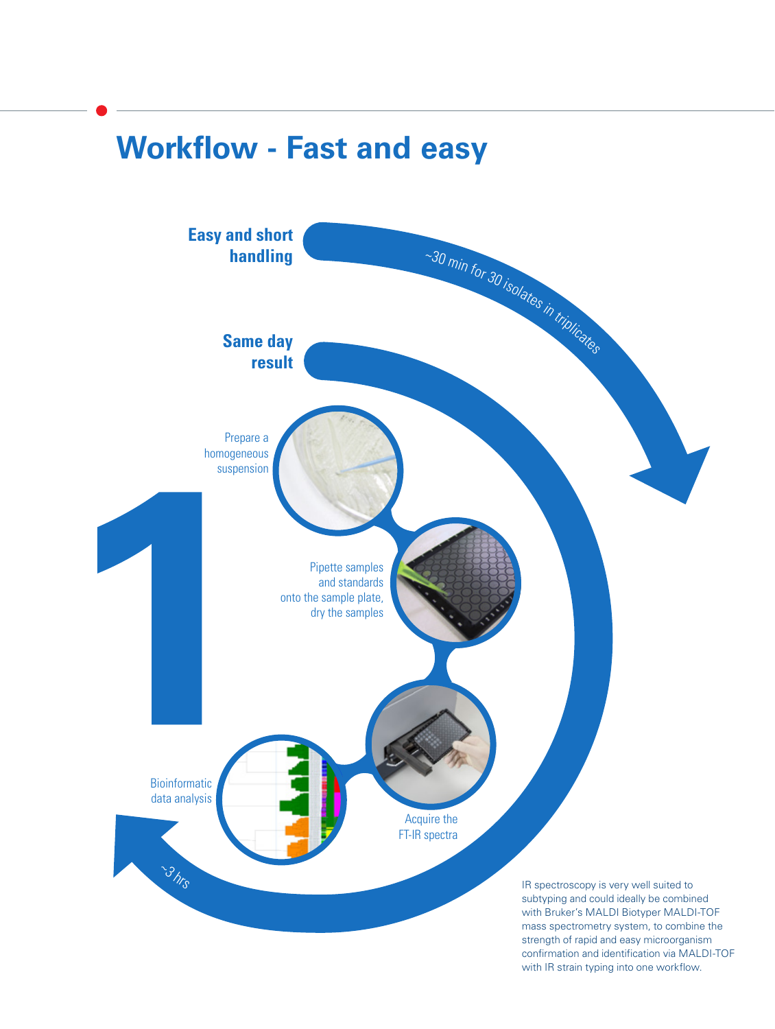# Workflow - Fast and easy

**Easy and short handling**

~30 min for 30 isolates in triplicates

**Same day result**

Prepare a homogeneous suspension

Pipette samples and standards onto the sample plate, dry the samples

Acquire the FT-IR spectra

Bioinformatic data analysis

~3 hrs

IR spectroscopy is very well suited to subtyping and could ideally be combined with Bruker's MALDI Biotyper MALDI-TOF mass spectrometry system, to combine the strength of rapid and easy microorganism confirmation and identification via MALDI-TOF with IR strain typing into one workflow.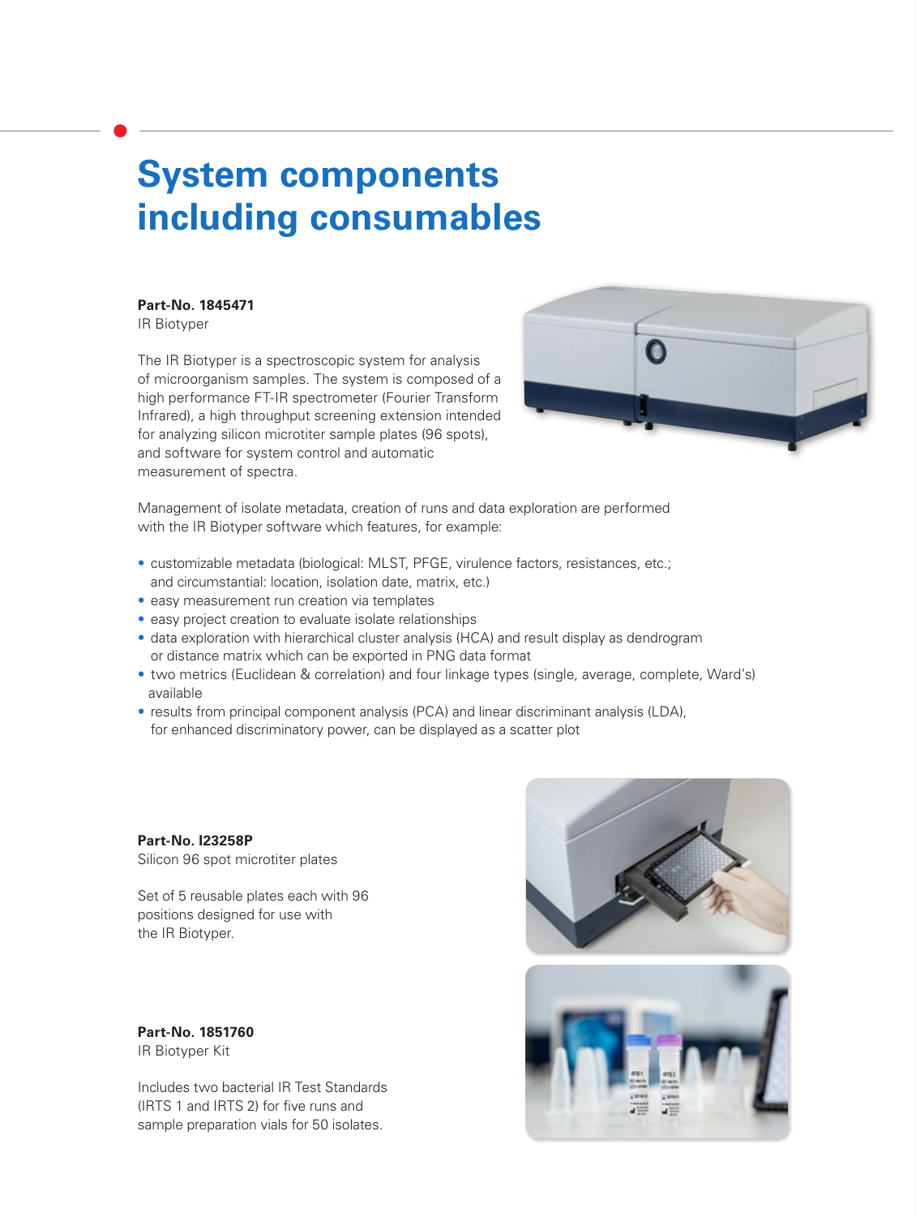# System components including consumables

**Part-No. 1845471**
IR Biotyper

The IR Biotyper is a spectroscopic system for analysis of microorganism samples. The system is composed of a high performance FT-IR spectrometer (Fourier Transform Infrared), a high throughput screening extension intended for analyzing silicon microtiter sample plates (96 spots), and software for system control and automatic measurement of spectra.

Management of isolate metadata, creation of runs and data exploration are performed with the IR Biotyper software which features, for example:

- customizable metadata (biological: MLST, PFGE, virulence factors, resistances, etc.; and circumstantial: location, isolation date, matrix, etc.)
- easy measurement run creation via templates
- easy project creation to evaluate isolate relationships
- data exploration with hierarchical cluster analysis (HCA) and result display as dendrogram or distance matrix which can be exported in PNG data format
- two metrics (Euclidean & correlation) and four linkage types (single, average, complete, Ward's) available
- results from principal component analysis (PCA) and linear discriminant analysis (LDA), for enhanced discriminatory power, can be displayed as a scatter plot

**Part-No. I23258P**
Silicon 96 spot microtiter plates

Set of 5 reusable plates each with 96 positions designed for use with the IR Biotyper.

**Part-No. 1851760**
IR Biotyper Kit

Includes two bacterial IR Test Standards (IRTS 1 and IRTS 2) for five runs and sample preparation vials for 50 isolates.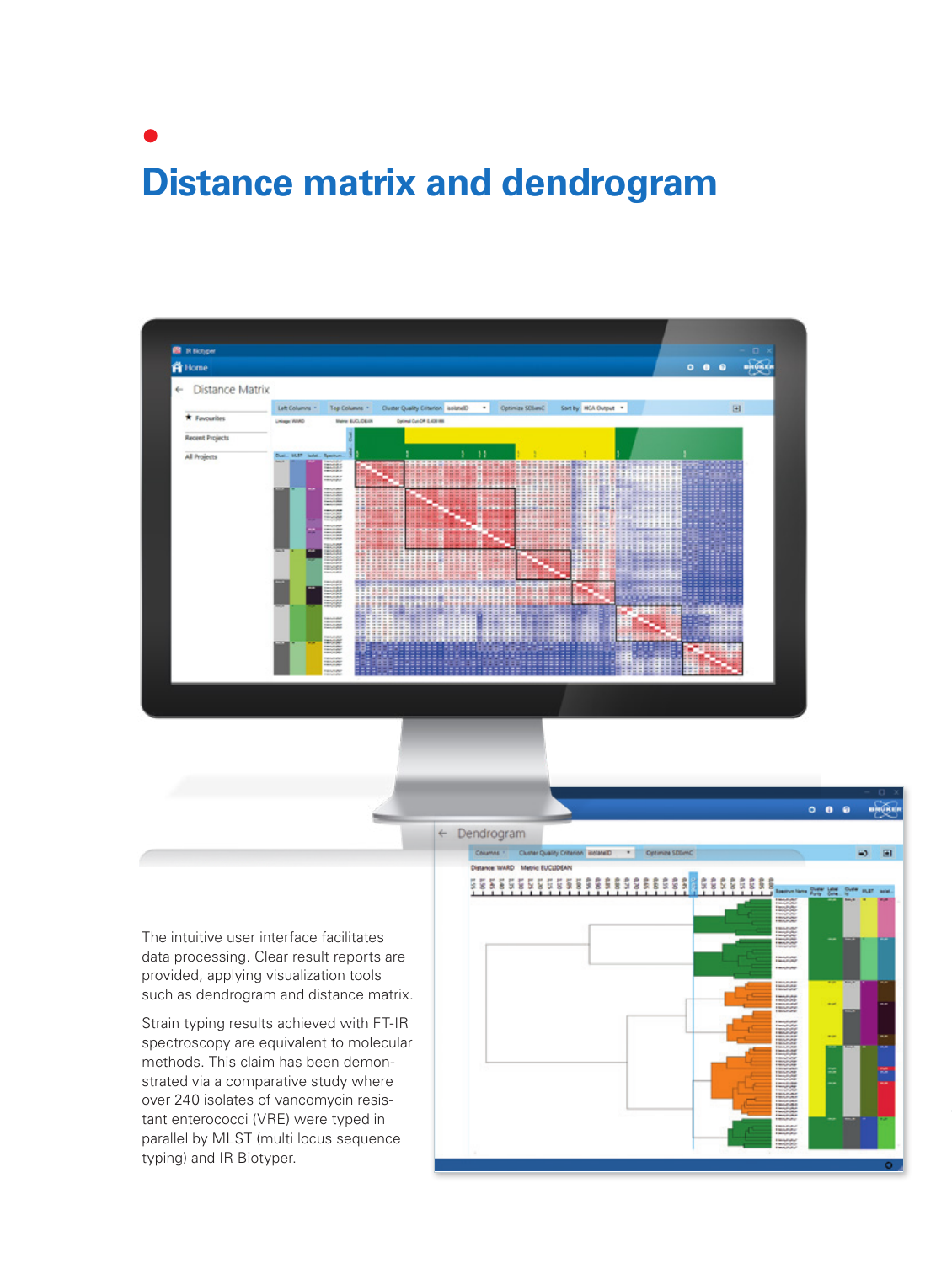# Distance matrix and dendrogram

The intuitive user interface facilitates data processing. Clear result reports are provided, applying visualization tools such as dendrogram and distance matrix.

Strain typing results achieved with FT-IR spectroscopy are equivalent to molecular methods. This claim has been demonstrated via a comparative study where over 240 isolates of vancomycin resistant enterococci (VRE) were typed in parallel by MLST (multi locus sequence typing) and IR Biotyper.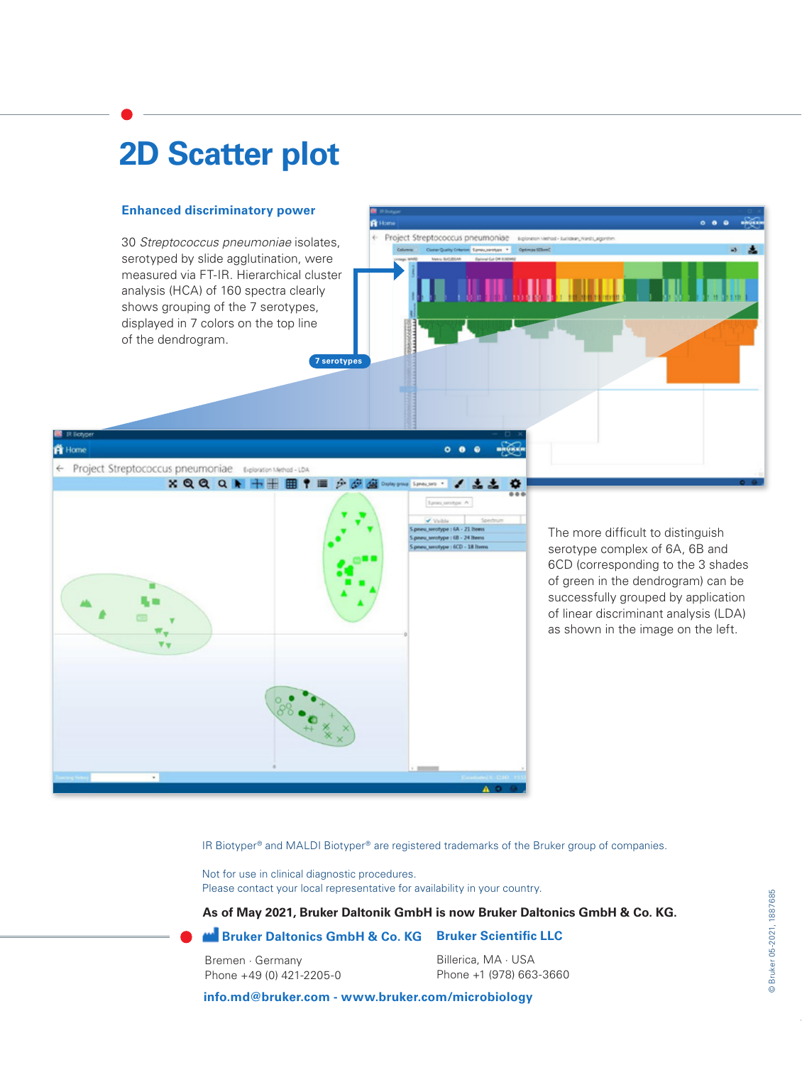# 2D Scatter plot

### Enhanced discriminatory power

30 *Streptococcus pneumoniae* isolates, serotyped by slide agglutination, were measured via FT-IR. Hierarchical cluster analysis (HCA) of 160 spectra clearly shows grouping of the 7 serotypes, displayed in 7 colors on the top line of the dendrogram.

7 serotypes

The more difficult to distinguish serotype complex of 6A, 6B and 6CD (corresponding to the 3 shades of green in the dendrogram) can be successfully grouped by application of linear discriminant analysis (LDA) as shown in the image on the left.

IR Biotyper® and MALDI Biotyper® are registered trademarks of the Bruker group of companies.

Not for use in clinical diagnostic procedures.
Please contact your local representative for availability in your country.

**As of May 2021, Bruker Daltonik GmbH is now Bruker Daltonics GmbH & Co. KG.**

**Bruker Daltonics GmbH & Co. KG**

Bremen · Germany
Phone +49 (0) 421-2205-0

**Bruker Scientific LLC**

Billerica, MA · USA
Phone +1 (978) 663-3660

**info.md@bruker.com - www.bruker.com/microbiology**

© Bruker 05-2021, 1887685